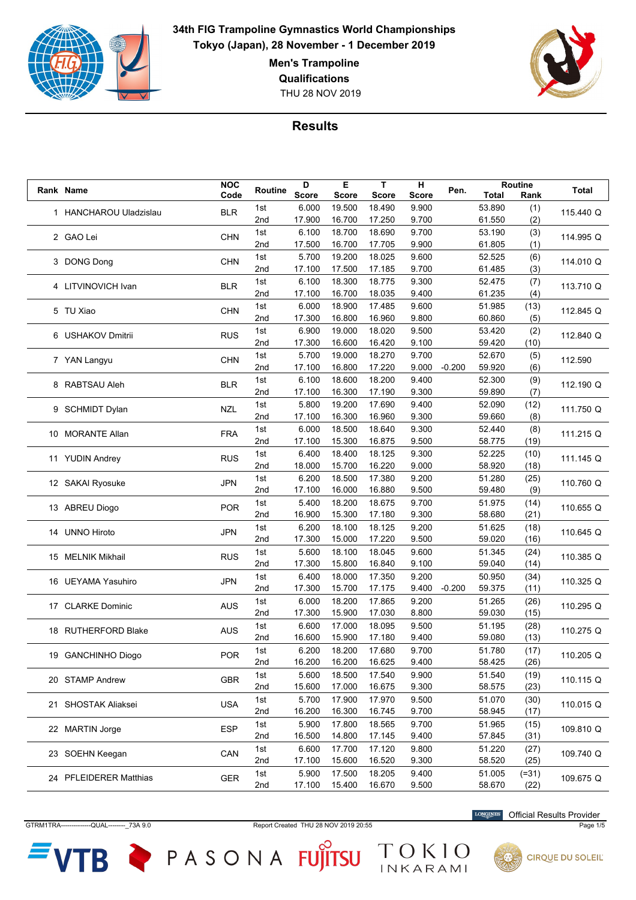**34th FIG Trampoline Gymnastics World Championships**
**Tokyo (Japan), 28 November - 1 December 2019**

**Men's Trampoline**
**Qualifications**
THU 28 NOV 2019

## Results

| Rank | Name | NOC Code | Routine | D Score | E Score | T Score | H Score | Pen. | Routine Total | Routine Rank | Total |
|---|---|---|---|---|---|---|---|---|---|---|---|
| 1 | HANCHAROU Uladzislau | BLR | 1st | 6.000 | 19.500 | 18.490 | 9.900 | | 53.890 | (1) | 115.440 Q |
| | | | 2nd | 17.900 | 16.700 | 17.250 | 9.700 | | 61.550 | (2) | |
| 2 | GAO Lei | CHN | 1st | 6.100 | 18.700 | 18.690 | 9.700 | | 53.190 | (3) | 114.995 Q |
| | | | 2nd | 17.500 | 16.700 | 17.705 | 9.900 | | 61.805 | (1) | |
| 3 | DONG Dong | CHN | 1st | 5.700 | 19.200 | 18.025 | 9.600 | | 52.525 | (6) | 114.010 Q |
| | | | 2nd | 17.100 | 17.500 | 17.185 | 9.700 | | 61.485 | (3) | |
| 4 | LITVINOVICH Ivan | BLR | 1st | 6.100 | 18.300 | 18.775 | 9.300 | | 52.475 | (7) | 113.710 Q |
| | | | 2nd | 17.100 | 16.700 | 18.035 | 9.400 | | 61.235 | (4) | |
| 5 | TU Xiao | CHN | 1st | 6.000 | 18.900 | 17.485 | 9.600 | | 51.985 | (13) | 112.845 Q |
| | | | 2nd | 17.300 | 16.800 | 16.960 | 9.800 | | 60.860 | (5) | |
| 6 | USHAKOV Dmitrii | RUS | 1st | 6.900 | 19.000 | 18.020 | 9.500 | | 53.420 | (2) | 112.840 Q |
| | | | 2nd | 17.300 | 16.600 | 16.420 | 9.100 | | 59.420 | (10) | |
| 7 | YAN Langyu | CHN | 1st | 5.700 | 19.000 | 18.270 | 9.700 | | 52.670 | (5) | 112.590 |
| | | | 2nd | 17.100 | 16.800 | 17.220 | 9.000 | -0.200 | 59.920 | (6) | |
| 8 | RABTSAU Aleh | BLR | 1st | 6.100 | 18.600 | 18.200 | 9.400 | | 52.300 | (9) | 112.190 Q |
| | | | 2nd | 17.100 | 16.300 | 17.190 | 9.300 | | 59.890 | (7) | |
| 9 | SCHMIDT Dylan | NZL | 1st | 5.800 | 19.200 | 17.690 | 9.400 | | 52.090 | (12) | 111.750 Q |
| | | | 2nd | 17.100 | 16.300 | 16.960 | 9.300 | | 59.660 | (8) | |
| 10 | MORANTE Allan | FRA | 1st | 6.000 | 18.500 | 18.640 | 9.300 | | 52.440 | (8) | 111.215 Q |
| | | | 2nd | 17.100 | 15.300 | 16.875 | 9.500 | | 58.775 | (19) | |
| 11 | YUDIN Andrey | RUS | 1st | 6.400 | 18.400 | 18.125 | 9.300 | | 52.225 | (10) | 111.145 Q |
| | | | 2nd | 18.000 | 15.700 | 16.220 | 9.000 | | 58.920 | (18) | |
| 12 | SAKAI Ryosuke | JPN | 1st | 6.200 | 18.500 | 17.380 | 9.200 | | 51.280 | (25) | 110.760 Q |
| | | | 2nd | 17.100 | 16.000 | 16.880 | 9.500 | | 59.480 | (9) | |
| 13 | ABREU Diogo | POR | 1st | 5.400 | 18.200 | 18.675 | 9.700 | | 51.975 | (14) | 110.655 Q |
| | | | 2nd | 16.900 | 15.300 | 17.180 | 9.300 | | 58.680 | (21) | |
| 14 | UNNO Hiroto | JPN | 1st | 6.200 | 18.100 | 18.125 | 9.200 | | 51.625 | (18) | 110.645 Q |
| | | | 2nd | 17.300 | 15.000 | 17.220 | 9.500 | | 59.020 | (16) | |
| 15 | MELNIK Mikhail | RUS | 1st | 5.600 | 18.100 | 18.045 | 9.600 | | 51.345 | (24) | 110.385 Q |
| | | | 2nd | 17.300 | 15.800 | 16.840 | 9.100 | | 59.040 | (14) | |
| 16 | UEYAMA Yasuhiro | JPN | 1st | 6.400 | 18.000 | 17.350 | 9.200 | | 50.950 | (34) | 110.325 Q |
| | | | 2nd | 17.300 | 15.700 | 17.175 | 9.400 | -0.200 | 59.375 | (11) | |
| 17 | CLARKE Dominic | AUS | 1st | 6.000 | 18.200 | 17.865 | 9.200 | | 51.265 | (26) | 110.295 Q |
| | | | 2nd | 17.300 | 15.900 | 17.030 | 8.800 | | 59.030 | (15) | |
| 18 | RUTHERFORD Blake | AUS | 1st | 6.600 | 17.000 | 18.095 | 9.500 | | 51.195 | (28) | 110.275 Q |
| | | | 2nd | 16.600 | 15.900 | 17.180 | 9.400 | | 59.080 | (13) | |
| 19 | GANCHINHO Diogo | POR | 1st | 6.200 | 18.200 | 17.680 | 9.700 | | 51.780 | (17) | 110.205 Q |
| | | | 2nd | 16.200 | 16.200 | 16.625 | 9.400 | | 58.425 | (26) | |
| 20 | STAMP Andrew | GBR | 1st | 5.600 | 18.500 | 17.540 | 9.900 | | 51.540 | (19) | 110.115 Q |
| | | | 2nd | 15.600 | 17.000 | 16.675 | 9.300 | | 58.575 | (23) | |
| 21 | SHOSTAK Aliaksei | USA | 1st | 5.700 | 17.900 | 17.970 | 9.500 | | 51.070 | (30) | 110.015 Q |
| | | | 2nd | 16.200 | 16.300 | 16.745 | 9.700 | | 58.945 | (17) | |
| 22 | MARTIN Jorge | ESP | 1st | 5.900 | 17.800 | 18.565 | 9.700 | | 51.965 | (15) | 109.810 Q |
| | | | 2nd | 16.500 | 14.800 | 17.145 | 9.400 | | 57.845 | (31) | |
| 23 | SOEHN Keegan | CAN | 1st | 6.600 | 17.700 | 17.120 | 9.800 | | 51.220 | (27) | 109.740 Q |
| | | | 2nd | 17.100 | 15.600 | 16.520 | 9.300 | | 58.520 | (25) | |
| 24 | PFLEIDERER Matthias | GER | 1st | 5.900 | 17.500 | 18.205 | 9.400 | | 51.005 | (=31) | 109.675 Q |
| | | | 2nd | 17.100 | 15.400 | 16.670 | 9.500 | | 58.670 | (22) | |

GTRM1TRA---------------QUAL---------_73A 9.0 Report Created THU 28 NOV 2019 20:55

LONGINES Official Results Provider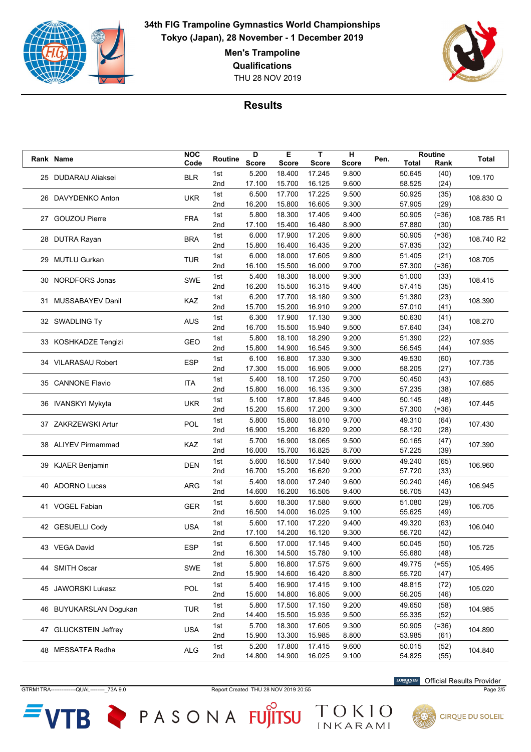# 34th FIG Trampoline Gymnastics World Championships

**Tokyo (Japan), 28 November - 1 December 2019**

**Men's Trampoline**

**Qualifications**

THU 28 NOV 2019

## Results

| Rank | Name | NOC Code | Routine | D Score | E Score | T Score | H Score | Pen. | Routine Total | Routine Rank | Total |
|---|---|---|---|---|---|---|---|---|---|---|---|
| 25 | DUDARAU Aliaksei | BLR | 1st | 5.200 | 18.400 | 17.245 | 9.800 | | 50.645 | (40) | 109.170 |
| | | | 2nd | 17.100 | 15.700 | 16.125 | 9.600 | | 58.525 | (24) | |
| 26 | DAVYDENKO Anton | UKR | 1st | 6.500 | 17.700 | 17.225 | 9.500 | | 50.925 | (35) | 108.830 Q |
| | | | 2nd | 16.200 | 15.800 | 16.605 | 9.300 | | 57.905 | (29) | |
| 27 | GOUZOU Pierre | FRA | 1st | 5.800 | 18.300 | 17.405 | 9.400 | | 50.905 | (=36) | 108.785 R1 |
| | | | 2nd | 17.100 | 15.400 | 16.480 | 8.900 | | 57.880 | (30) | |
| 28 | DUTRA Rayan | BRA | 1st | 6.000 | 17.900 | 17.205 | 9.800 | | 50.905 | (=36) | 108.740 R2 |
| | | | 2nd | 15.800 | 16.400 | 16.435 | 9.200 | | 57.835 | (32) | |
| 29 | MUTLU Gurkan | TUR | 1st | 6.000 | 18.000 | 17.605 | 9.800 | | 51.405 | (21) | 108.705 |
| | | | 2nd | 16.100 | 15.500 | 16.000 | 9.700 | | 57.300 | (=36) | |
| 30 | NORDFORS Jonas | SWE | 1st | 5.400 | 18.300 | 18.000 | 9.300 | | 51.000 | (33) | 108.415 |
| | | | 2nd | 16.200 | 15.500 | 16.315 | 9.400 | | 57.415 | (35) | |
| 31 | MUSSABAYEV Danil | KAZ | 1st | 6.200 | 17.700 | 18.180 | 9.300 | | 51.380 | (23) | 108.390 |
| | | | 2nd | 15.700 | 15.200 | 16.910 | 9.200 | | 57.010 | (41) | |
| 32 | SWADLING Ty | AUS | 1st | 6.300 | 17.900 | 17.130 | 9.300 | | 50.630 | (41) | 108.270 |
| | | | 2nd | 16.700 | 15.500 | 15.940 | 9.500 | | 57.640 | (34) | |
| 33 | KOSHKADZE Tengizi | GEO | 1st | 5.800 | 18.100 | 18.290 | 9.200 | | 51.390 | (22) | 107.935 |
| | | | 2nd | 15.800 | 14.900 | 16.545 | 9.300 | | 56.545 | (44) | |
| 34 | VILARASAU Robert | ESP | 1st | 6.100 | 16.800 | 17.330 | 9.300 | | 49.530 | (60) | 107.735 |
| | | | 2nd | 17.300 | 15.000 | 16.905 | 9.000 | | 58.205 | (27) | |
| 35 | CANNONE Flavio | ITA | 1st | 5.400 | 18.100 | 17.250 | 9.700 | | 50.450 | (43) | 107.685 |
| | | | 2nd | 15.800 | 16.000 | 16.135 | 9.300 | | 57.235 | (38) | |
| 36 | IVANSKYI Mykyta | UKR | 1st | 5.100 | 17.800 | 17.845 | 9.400 | | 50.145 | (48) | 107.445 |
| | | | 2nd | 15.200 | 15.600 | 17.200 | 9.300 | | 57.300 | (=36) | |
| 37 | ZAKRZEWSKI Artur | POL | 1st | 5.800 | 15.800 | 18.010 | 9.700 | | 49.310 | (64) | 107.430 |
| | | | 2nd | 16.900 | 15.200 | 16.820 | 9.200 | | 58.120 | (28) | |
| 38 | ALIYEV Pirmammad | KAZ | 1st | 5.700 | 16.900 | 18.065 | 9.500 | | 50.165 | (47) | 107.390 |
| | | | 2nd | 16.000 | 15.700 | 16.825 | 8.700 | | 57.225 | (39) | |
| 39 | KJAER Benjamin | DEN | 1st | 5.600 | 16.500 | 17.540 | 9.600 | | 49.240 | (65) | 106.960 |
| | | | 2nd | 16.700 | 15.200 | 16.620 | 9.200 | | 57.720 | (33) | |
| 40 | ADORNO Lucas | ARG | 1st | 5.400 | 18.000 | 17.240 | 9.600 | | 50.240 | (46) | 106.945 |
| | | | 2nd | 14.600 | 16.200 | 16.505 | 9.400 | | 56.705 | (43) | |
| 41 | VOGEL Fabian | GER | 1st | 5.600 | 18.300 | 17.580 | 9.600 | | 51.080 | (29) | 106.705 |
| | | | 2nd | 16.500 | 14.000 | 16.025 | 9.100 | | 55.625 | (49) | |
| 42 | GESUELLI Cody | USA | 1st | 5.600 | 17.100 | 17.220 | 9.400 | | 49.320 | (63) | 106.040 |
| | | | 2nd | 17.100 | 14.200 | 16.120 | 9.300 | | 56.720 | (42) | |
| 43 | VEGA David | ESP | 1st | 6.500 | 17.000 | 17.145 | 9.400 | | 50.045 | (50) | 105.725 |
| | | | 2nd | 16.300 | 14.500 | 15.780 | 9.100 | | 55.680 | (48) | |
| 44 | SMITH Oscar | SWE | 1st | 5.800 | 16.800 | 17.575 | 9.600 | | 49.775 | (=55) | 105.495 |
| | | | 2nd | 15.900 | 14.600 | 16.420 | 8.800 | | 55.720 | (47) | |
| 45 | JAWORSKI Lukasz | POL | 1st | 5.400 | 16.900 | 17.415 | 9.100 | | 48.815 | (72) | 105.020 |
| | | | 2nd | 15.600 | 14.800 | 16.805 | 9.000 | | 56.205 | (46) | |
| 46 | BUYUKARSLAN Dogukan | TUR | 1st | 5.800 | 17.500 | 17.150 | 9.200 | | 49.650 | (58) | 104.985 |
| | | | 2nd | 14.400 | 15.500 | 15.935 | 9.500 | | 55.335 | (52) | |
| 47 | GLUCKSTEIN Jeffrey | USA | 1st | 5.700 | 18.300 | 17.605 | 9.300 | | 50.905 | (=36) | 104.890 |
| | | | 2nd | 15.900 | 13.300 | 15.985 | 8.800 | | 53.985 | (61) | |
| 48 | MESSATFA Redha | ALG | 1st | 5.200 | 17.800 | 17.415 | 9.600 | | 50.015 | (52) | 104.840 |
| | | | 2nd | 14.800 | 14.900 | 16.025 | 9.100 | | 54.825 | (55) | |

GTRM1TRA---------------QUAL---------_73A 9.0 Report Created THU 28 NOV 2019 20:55

LONGINES Official Results Provider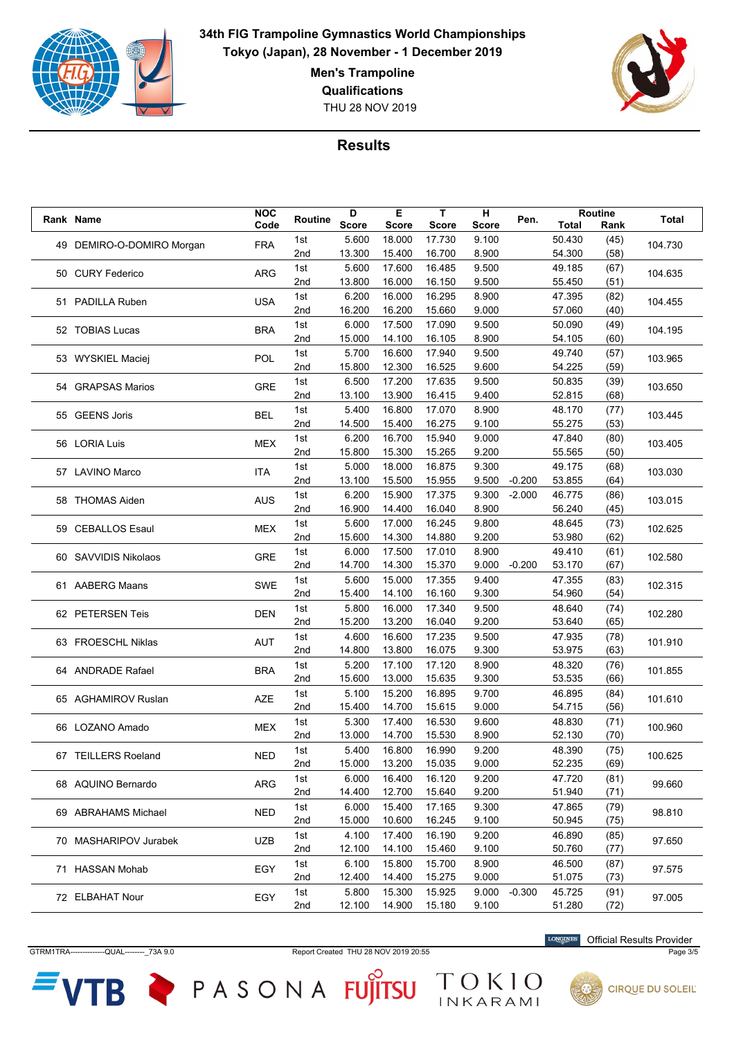**34th FIG Trampoline Gymnastics World Championships**
**Tokyo (Japan), 28 November - 1 December 2019**
**Men's Trampoline**
**Qualifications**
THU 28 NOV 2019

## Results

| Rank | Name | NOC Code | Routine | D Score | E Score | T Score | H Score | Pen. | Routine Total | Routine Rank | Total |
|---|---|---|---|---|---|---|---|---|---|---|---|
| 49 | DEMIRO-O-DOMIRO Morgan | FRA | 1st | 5.600 | 18.000 | 17.730 | 9.100 | | 50.430 | (45) | 104.730 |
| | | | 2nd | 13.300 | 15.400 | 16.700 | 8.900 | | 54.300 | (58) | |
| 50 | CURY Federico | ARG | 1st | 5.600 | 17.600 | 16.485 | 9.500 | | 49.185 | (67) | 104.635 |
| | | | 2nd | 13.800 | 16.000 | 16.150 | 9.500 | | 55.450 | (51) | |
| 51 | PADILLA Ruben | USA | 1st | 6.200 | 16.000 | 16.295 | 8.900 | | 47.395 | (82) | 104.455 |
| | | | 2nd | 16.200 | 16.200 | 15.660 | 9.000 | | 57.060 | (40) | |
| 52 | TOBIAS Lucas | BRA | 1st | 6.000 | 17.500 | 17.090 | 9.500 | | 50.090 | (49) | 104.195 |
| | | | 2nd | 15.000 | 14.100 | 16.105 | 8.900 | | 54.105 | (60) | |
| 53 | WYSKIEL Maciej | POL | 1st | 5.700 | 16.600 | 17.940 | 9.500 | | 49.740 | (57) | 103.965 |
| | | | 2nd | 15.800 | 12.300 | 16.525 | 9.600 | | 54.225 | (59) | |
| 54 | GRAPSAS Marios | GRE | 1st | 6.500 | 17.200 | 17.635 | 9.500 | | 50.835 | (39) | 103.650 |
| | | | 2nd | 13.100 | 13.900 | 16.415 | 9.400 | | 52.815 | (68) | |
| 55 | GEENS Joris | BEL | 1st | 5.400 | 16.800 | 17.070 | 8.900 | | 48.170 | (77) | 103.445 |
| | | | 2nd | 14.500 | 15.400 | 16.275 | 9.100 | | 55.275 | (53) | |
| 56 | LORIA Luis | MEX | 1st | 6.200 | 16.700 | 15.940 | 9.000 | | 47.840 | (80) | 103.405 |
| | | | 2nd | 15.800 | 15.300 | 15.265 | 9.200 | | 55.565 | (50) | |
| 57 | LAVINO Marco | ITA | 1st | 5.000 | 18.000 | 16.875 | 9.300 | | 49.175 | (68) | 103.030 |
| | | | 2nd | 13.100 | 15.500 | 15.955 | 9.500 | -0.200 | 53.855 | (64) | |
| 58 | THOMAS Aiden | AUS | 1st | 6.200 | 15.900 | 17.375 | 9.300 | -2.000 | 46.775 | (86) | 103.015 |
| | | | 2nd | 16.900 | 14.400 | 16.040 | 8.900 | | 56.240 | (45) | |
| 59 | CEBALLOS Esaul | MEX | 1st | 5.600 | 17.000 | 16.245 | 9.800 | | 48.645 | (73) | 102.625 |
| | | | 2nd | 15.600 | 14.300 | 14.880 | 9.200 | | 53.980 | (62) | |
| 60 | SAVVIDIS Nikolaos | GRE | 1st | 6.000 | 17.500 | 17.010 | 8.900 | | 49.410 | (61) | 102.580 |
| | | | 2nd | 14.700 | 14.300 | 15.370 | 9.000 | -0.200 | 53.170 | (67) | |
| 61 | AABERG Maans | SWE | 1st | 5.600 | 15.000 | 17.355 | 9.400 | | 47.355 | (83) | 102.315 |
| | | | 2nd | 15.400 | 14.100 | 16.160 | 9.300 | | 54.960 | (54) | |
| 62 | PETERSEN Teis | DEN | 1st | 5.800 | 16.000 | 17.340 | 9.500 | | 48.640 | (74) | 102.280 |
| | | | 2nd | 15.200 | 13.200 | 16.040 | 9.200 | | 53.640 | (65) | |
| 63 | FROESCHL Niklas | AUT | 1st | 4.600 | 16.600 | 17.235 | 9.500 | | 47.935 | (78) | 101.910 |
| | | | 2nd | 14.800 | 13.800 | 16.075 | 9.300 | | 53.975 | (63) | |
| 64 | ANDRADE Rafael | BRA | 1st | 5.200 | 17.100 | 17.120 | 8.900 | | 48.320 | (76) | 101.855 |
| | | | 2nd | 15.600 | 13.000 | 15.635 | 9.300 | | 53.535 | (66) | |
| 65 | AGHAMIROV Ruslan | AZE | 1st | 5.100 | 15.200 | 16.895 | 9.700 | | 46.895 | (84) | 101.610 |
| | | | 2nd | 15.400 | 14.700 | 15.615 | 9.000 | | 54.715 | (56) | |
| 66 | LOZANO Amado | MEX | 1st | 5.300 | 17.400 | 16.530 | 9.600 | | 48.830 | (71) | 100.960 |
| | | | 2nd | 13.000 | 14.700 | 15.530 | 8.900 | | 52.130 | (70) | |
| 67 | TEILLERS Roeland | NED | 1st | 5.400 | 16.800 | 16.990 | 9.200 | | 48.390 | (75) | 100.625 |
| | | | 2nd | 15.000 | 13.200 | 15.035 | 9.000 | | 52.235 | (69) | |
| 68 | AQUINO Bernardo | ARG | 1st | 6.000 | 16.400 | 16.120 | 9.200 | | 47.720 | (81) | 99.660 |
| | | | 2nd | 14.400 | 12.700 | 15.640 | 9.200 | | 51.940 | (71) | |
| 69 | ABRAHAMS Michael | NED | 1st | 6.000 | 15.400 | 17.165 | 9.300 | | 47.865 | (79) | 98.810 |
| | | | 2nd | 15.000 | 10.600 | 16.245 | 9.100 | | 50.945 | (75) | |
| 70 | MASHARIPOV Jurabek | UZB | 1st | 4.100 | 17.400 | 16.190 | 9.200 | | 46.890 | (85) | 97.650 |
| | | | 2nd | 12.100 | 14.100 | 15.460 | 9.100 | | 50.760 | (77) | |
| 71 | HASSAN Mohab | EGY | 1st | 6.100 | 15.800 | 15.700 | 8.900 | | 46.500 | (87) | 97.575 |
| | | | 2nd | 12.400 | 14.400 | 15.275 | 9.000 | | 51.075 | (73) | |
| 72 | ELBAHAT Nour | EGY | 1st | 5.800 | 15.300 | 15.925 | 9.000 | -0.300 | 45.725 | (91) | 97.005 |
| | | | 2nd | 12.100 | 14.900 | 15.180 | 9.100 | | 51.280 | (72) | |

GTRM1TRA---------------QUAL---------_73A 9.0 Report Created THU 28 NOV 2019 20:55

LONGINES Official Results Provider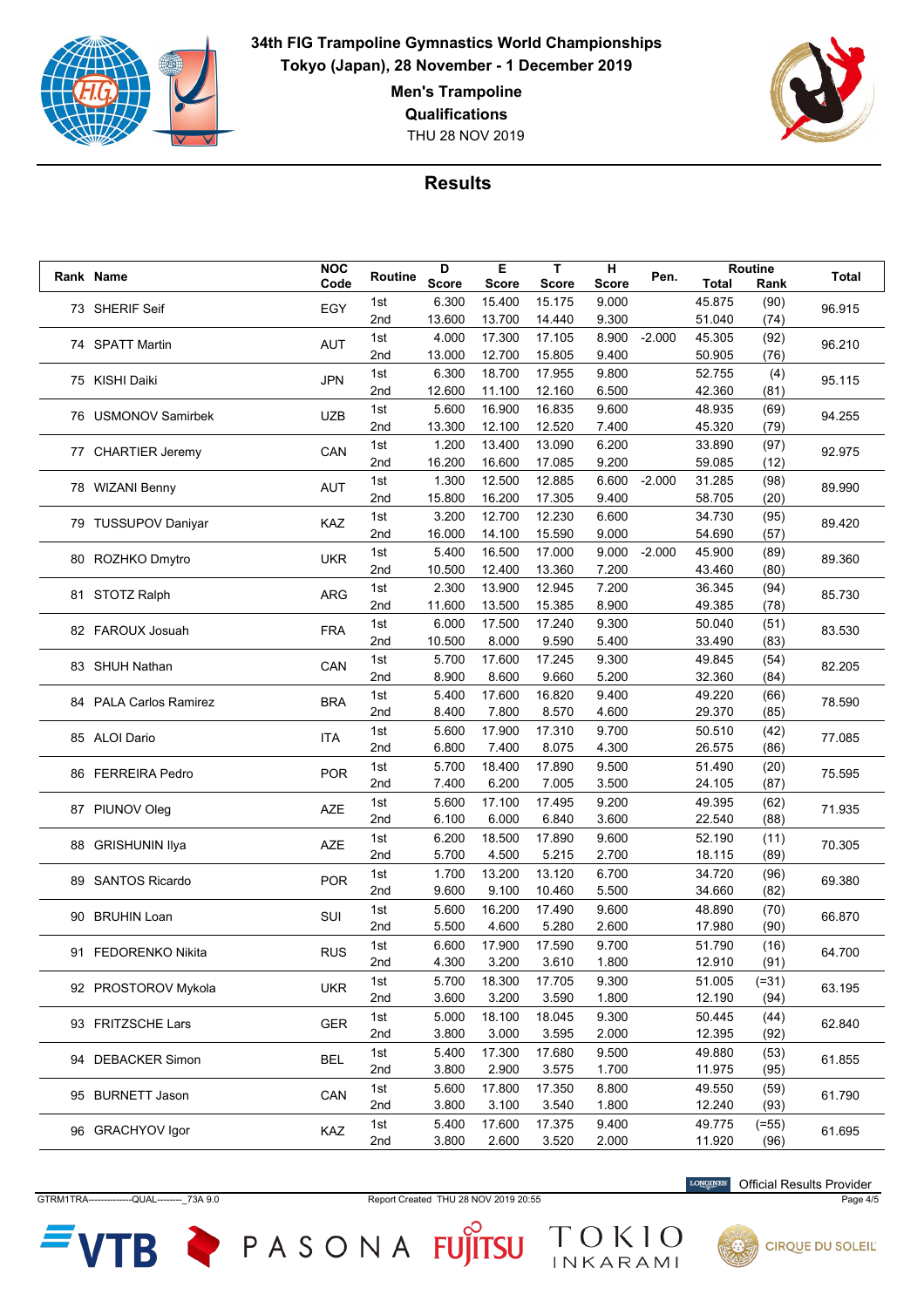**34th FIG Trampoline Gymnastics World Championships**
**Tokyo (Japan), 28 November - 1 December 2019**

**Men's Trampoline**
**Qualifications**
THU 28 NOV 2019

## Results

| Rank | Name | NOC Code | Routine | D Score | E Score | T Score | H Score | Pen. | Routine Total | Routine Rank | Total |
|---|---|---|---|---|---|---|---|---|---|---|---|
| 73 | SHERIF Seif | EGY | 1st | 6.300 | 15.400 | 15.175 | 9.000 | | 45.875 | (90) | 96.915 |
| | | | 2nd | 13.600 | 13.700 | 14.440 | 9.300 | | 51.040 | (74) | |
| 74 | SPATT Martin | AUT | 1st | 4.000 | 17.300 | 17.105 | 8.900 | -2.000 | 45.305 | (92) | 96.210 |
| | | | 2nd | 13.000 | 12.700 | 15.805 | 9.400 | | 50.905 | (76) | |
| 75 | KISHI Daiki | JPN | 1st | 6.300 | 18.700 | 17.955 | 9.800 | | 52.755 | (4) | 95.115 |
| | | | 2nd | 12.600 | 11.100 | 12.160 | 6.500 | | 42.360 | (81) | |
| 76 | USMONOV Samirbek | UZB | 1st | 5.600 | 16.900 | 16.835 | 9.600 | | 48.935 | (69) | 94.255 |
| | | | 2nd | 13.300 | 12.100 | 12.520 | 7.400 | | 45.320 | (79) | |
| 77 | CHARTIER Jeremy | CAN | 1st | 1.200 | 13.400 | 13.090 | 6.200 | | 33.890 | (97) | 92.975 |
| | | | 2nd | 16.200 | 16.600 | 17.085 | 9.200 | | 59.085 | (12) | |
| 78 | WIZANI Benny | AUT | 1st | 1.300 | 12.500 | 12.885 | 6.600 | -2.000 | 31.285 | (98) | 89.990 |
| | | | 2nd | 15.800 | 16.200 | 17.305 | 9.400 | | 58.705 | (20) | |
| 79 | TUSSUPOV Daniyar | KAZ | 1st | 3.200 | 12.700 | 12.230 | 6.600 | | 34.730 | (95) | 89.420 |
| | | | 2nd | 16.000 | 14.100 | 15.590 | 9.000 | | 54.690 | (57) | |
| 80 | ROZHKO Dmytro | UKR | 1st | 5.400 | 16.500 | 17.000 | 9.000 | -2.000 | 45.900 | (89) | 89.360 |
| | | | 2nd | 10.500 | 12.400 | 13.360 | 7.200 | | 43.460 | (80) | |
| 81 | STOTZ Ralph | ARG | 1st | 2.300 | 13.900 | 12.945 | 7.200 | | 36.345 | (94) | 85.730 |
| | | | 2nd | 11.600 | 13.500 | 15.385 | 8.900 | | 49.385 | (78) | |
| 82 | FAROUX Josuah | FRA | 1st | 6.000 | 17.500 | 17.240 | 9.300 | | 50.040 | (51) | 83.530 |
| | | | 2nd | 10.500 | 8.000 | 9.590 | 5.400 | | 33.490 | (83) | |
| 83 | SHUH Nathan | CAN | 1st | 5.700 | 17.600 | 17.245 | 9.300 | | 49.845 | (54) | 82.205 |
| | | | 2nd | 8.900 | 8.600 | 9.660 | 5.200 | | 32.360 | (84) | |
| 84 | PALA Carlos Ramirez | BRA | 1st | 5.400 | 17.600 | 16.820 | 9.400 | | 49.220 | (66) | 78.590 |
| | | | 2nd | 8.400 | 7.800 | 8.570 | 4.600 | | 29.370 | (85) | |
| 85 | ALOI Dario | ITA | 1st | 5.600 | 17.900 | 17.310 | 9.700 | | 50.510 | (42) | 77.085 |
| | | | 2nd | 6.800 | 7.400 | 8.075 | 4.300 | | 26.575 | (86) | |
| 86 | FERREIRA Pedro | POR | 1st | 5.700 | 18.400 | 17.890 | 9.500 | | 51.490 | (20) | 75.595 |
| | | | 2nd | 7.400 | 6.200 | 7.005 | 3.500 | | 24.105 | (87) | |
| 87 | PIUNOV Oleg | AZE | 1st | 5.600 | 17.100 | 17.495 | 9.200 | | 49.395 | (62) | 71.935 |
| | | | 2nd | 6.100 | 6.000 | 6.840 | 3.600 | | 22.540 | (88) | |
| 88 | GRISHUNIN Ilya | AZE | 1st | 6.200 | 18.500 | 17.890 | 9.600 | | 52.190 | (11) | 70.305 |
| | | | 2nd | 5.700 | 4.500 | 5.215 | 2.700 | | 18.115 | (89) | |
| 89 | SANTOS Ricardo | POR | 1st | 1.700 | 13.200 | 13.120 | 6.700 | | 34.720 | (96) | 69.380 |
| | | | 2nd | 9.600 | 9.100 | 10.460 | 5.500 | | 34.660 | (82) | |
| 90 | BRUHIN Loan | SUI | 1st | 5.600 | 16.200 | 17.490 | 9.600 | | 48.890 | (70) | 66.870 |
| | | | 2nd | 5.500 | 4.600 | 5.280 | 2.600 | | 17.980 | (90) | |
| 91 | FEDORENKO Nikita | RUS | 1st | 6.600 | 17.900 | 17.590 | 9.700 | | 51.790 | (16) | 64.700 |
| | | | 2nd | 4.300 | 3.200 | 3.610 | 1.800 | | 12.910 | (91) | |
| 92 | PROSTOROV Mykola | UKR | 1st | 5.700 | 18.300 | 17.705 | 9.300 | | 51.005 | (=31) | 63.195 |
| | | | 2nd | 3.600 | 3.200 | 3.590 | 1.800 | | 12.190 | (94) | |
| 93 | FRITZSCHE Lars | GER | 1st | 5.000 | 18.100 | 18.045 | 9.300 | | 50.445 | (44) | 62.840 |
| | | | 2nd | 3.800 | 3.000 | 3.595 | 2.000 | | 12.395 | (92) | |
| 94 | DEBACKER Simon | BEL | 1st | 5.400 | 17.300 | 17.680 | 9.500 | | 49.880 | (53) | 61.855 |
| | | | 2nd | 3.800 | 2.900 | 3.575 | 1.700 | | 11.975 | (95) | |
| 95 | BURNETT Jason | CAN | 1st | 5.600 | 17.800 | 17.350 | 8.800 | | 49.550 | (59) | 61.790 |
| | | | 2nd | 3.800 | 3.100 | 3.540 | 1.800 | | 12.240 | (93) | |
| 96 | GRACHYOV Igor | KAZ | 1st | 5.400 | 17.600 | 17.375 | 9.400 | | 49.775 | (=55) | 61.695 |
| | | | 2nd | 3.800 | 2.600 | 3.520 | 2.000 | | 11.920 | (96) | |

GTRM1TRA---------------QUAL---------_73A 9.0 Report Created THU 28 NOV 2019 20:55

Official Results Provider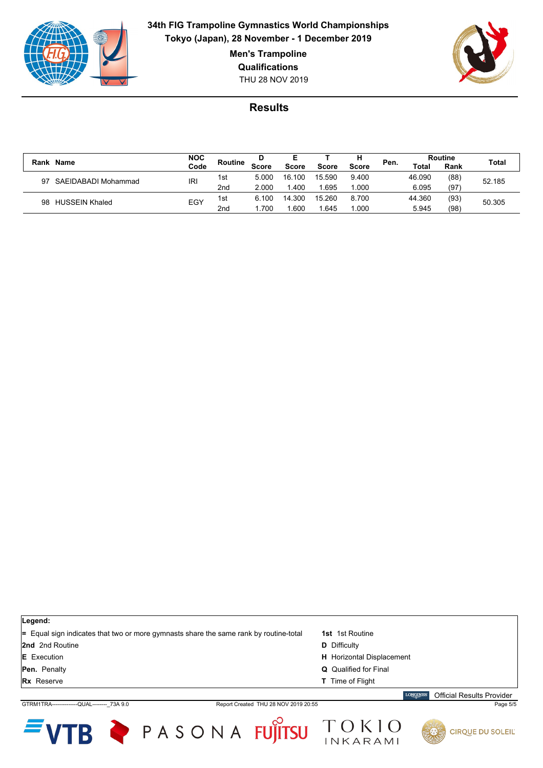# 34th FIG Trampoline Gymnastics World Championships

**Tokyo (Japan), 28 November - 1 December 2019**

**Men's Trampoline**

**Qualifications**

THU 28 NOV 2019

## Results

| Rank | Name | NOC Code | Routine | D Score | E Score | T Score | H Score | Pen. | Routine Total | Routine Rank | Total |
|---|---|---|---|---|---|---|---|---|---|---|---|
| 97 | SAEIDABADI Mohammad | IRI | 1st | 5.000 | 16.100 | 15.590 | 9.400 | | 46.090 | (88) | 52.185 |
| | | | 2nd | 2.000 | 1.400 | 1.695 | 1.000 | | 6.095 | (97) | |
| 98 | HUSSEIN Khaled | EGY | 1st | 6.100 | 14.300 | 15.260 | 8.700 | | 44.360 | (93) | 50.305 |
| | | | 2nd | 1.700 | 1.600 | 1.645 | 1.000 | | 5.945 | (98) | |

**Legend:**

| | |
|---|---|
| **=** Equal sign indicates that two or more gymnasts share the same rank by routine-total | **1st** 1st Routine |
| **2nd** 2nd Routine | **D** Difficulty |
| **E** Execution | **H** Horizontal Displacement |
| **Pen.** Penalty | **Q** Qualified for Final |
| **Rx** Reserve | **T** Time of Flight |

Official Results Provider

GTRM1TRA---------------QUAL--------_73A 9.0 Report Created THU 28 NOV 2019 20:55